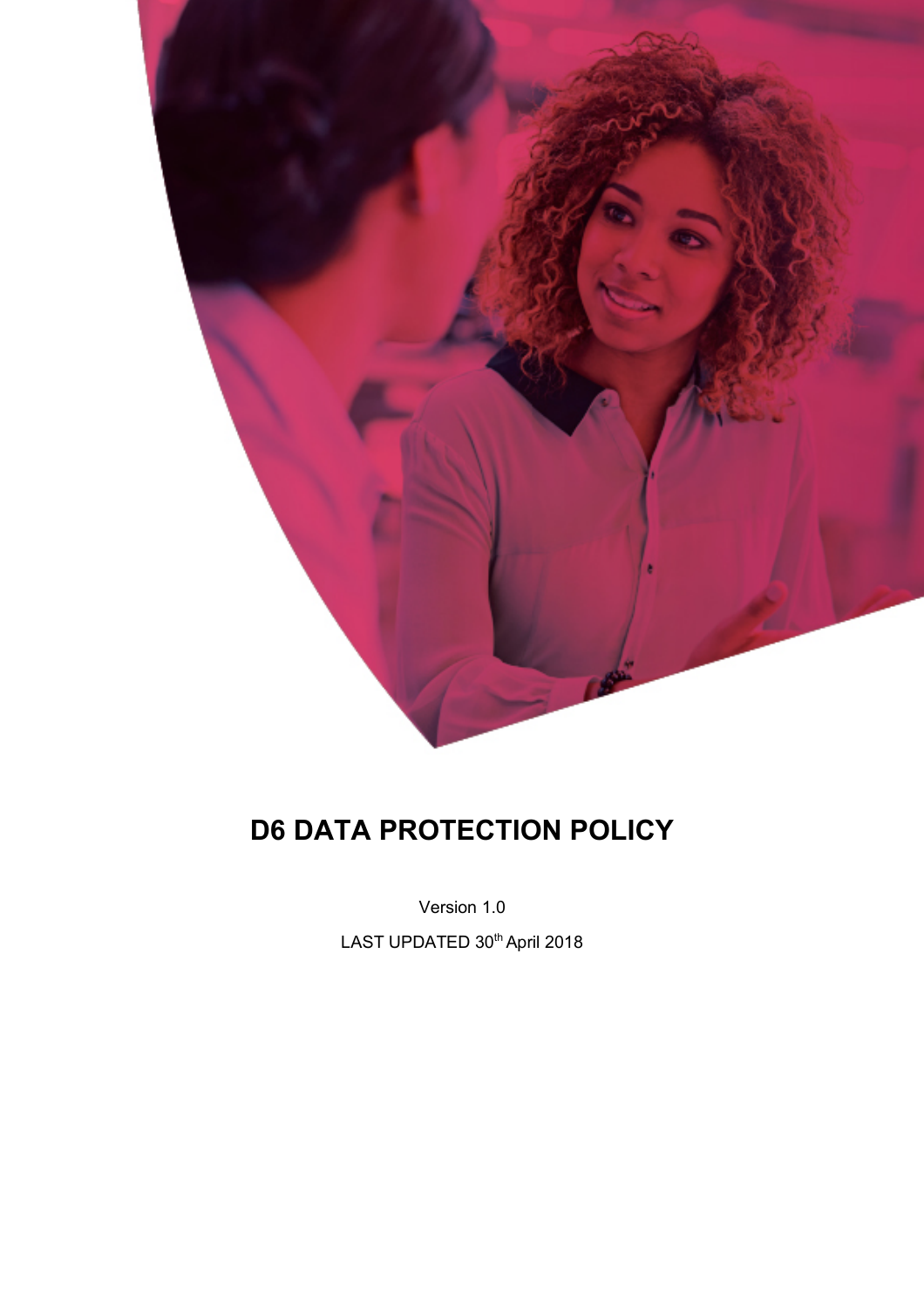# D6 DATA PROTECTION POLICY

Version 1.0

LAST UPDATED 30th April 2018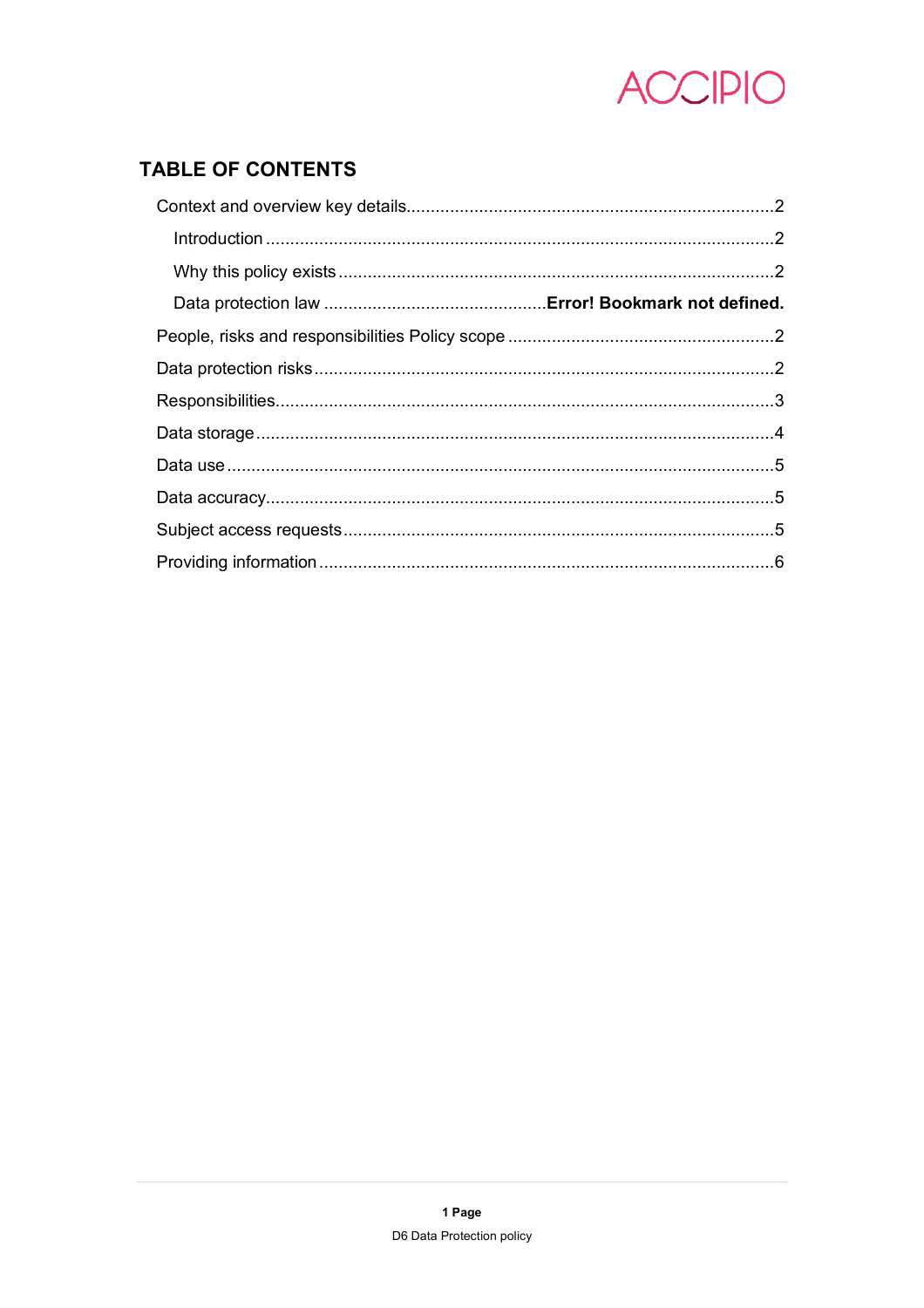## TABLE OF CONTENTS

Context and overview key details............................................................................2

Introduction ........................................................................................................2

Why this policy exists ..........................................................................................2

Data protection law .............................................**Error! Bookmark not defined.**

People, risks and responsibilities Policy scope .......................................................2

Data protection risks..............................................................................................2

Responsibilities......................................................................................................3

Data storage..........................................................................................................4

Data use................................................................................................................5

Data accuracy........................................................................................................5

Subject access requests.........................................................................................5

Providing information.............................................................................................6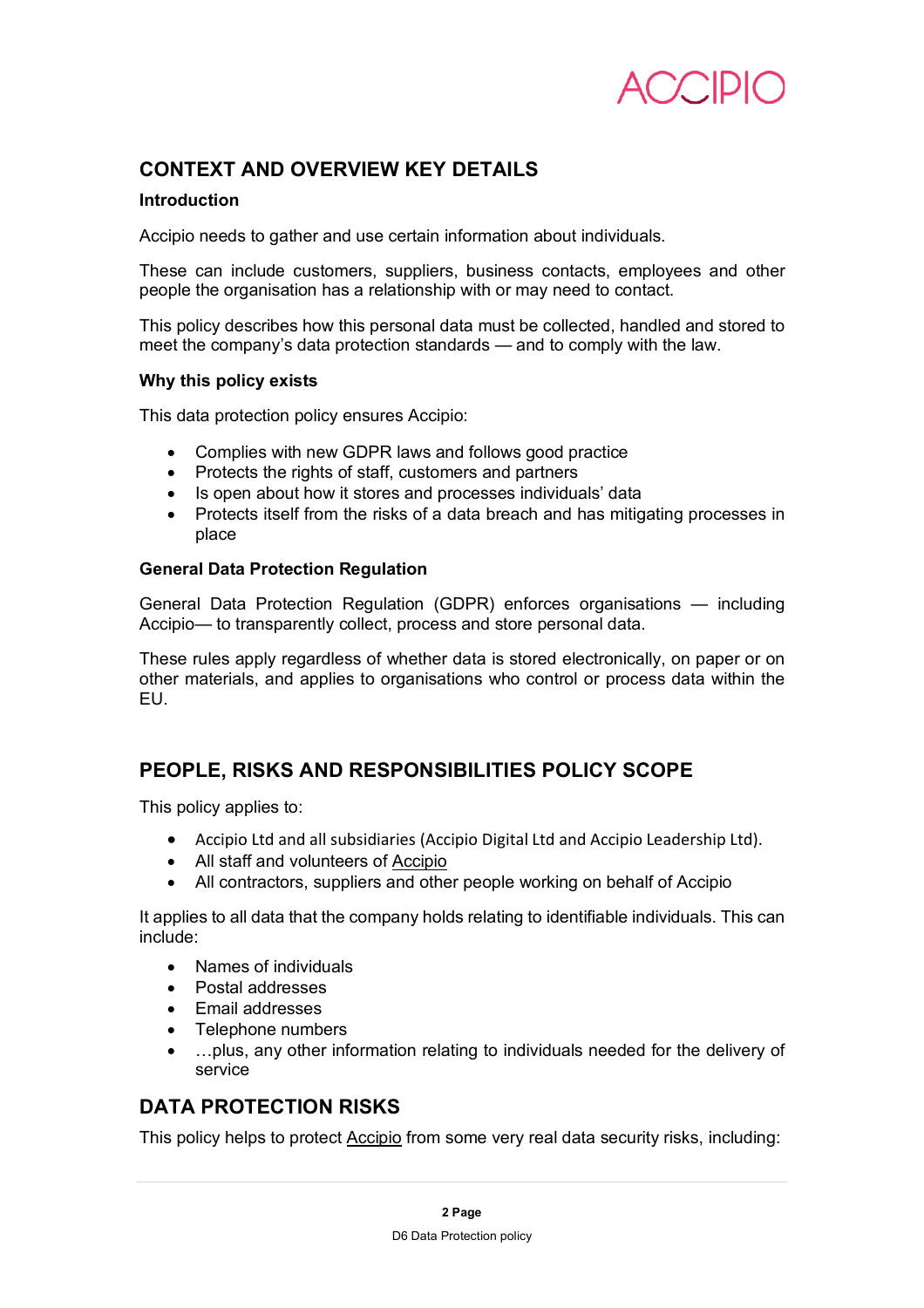## CONTEXT AND OVERVIEW KEY DETAILS

### Introduction

Accipio needs to gather and use certain information about individuals.

These can include customers, suppliers, business contacts, employees and other people the organisation has a relationship with or may need to contact.

This policy describes how this personal data must be collected, handled and stored to meet the company's data protection standards — and to comply with the law.

### Why this policy exists

This data protection policy ensures Accipio:

- Complies with new GDPR laws and follows good practice
- Protects the rights of staff, customers and partners
- Is open about how it stores and processes individuals' data
- Protects itself from the risks of a data breach and has mitigating processes in place

### General Data Protection Regulation

General Data Protection Regulation (GDPR) enforces organisations — including Accipio— to transparently collect, process and store personal data.

These rules apply regardless of whether data is stored electronically, on paper or on other materials, and applies to organisations who control or process data within the EU.

## PEOPLE, RISKS AND RESPONSIBILITIES POLICY SCOPE

This policy applies to:

- Accipio Ltd and all subsidiaries (Accipio Digital Ltd and Accipio Leadership Ltd).
- All staff and volunteers of Accipio
- All contractors, suppliers and other people working on behalf of Accipio

It applies to all data that the company holds relating to identifiable individuals. This can include:

- Names of individuals
- Postal addresses
- Email addresses
- Telephone numbers
- …plus, any other information relating to individuals needed for the delivery of service

## DATA PROTECTION RISKS

This policy helps to protect Accipio from some very real data security risks, including: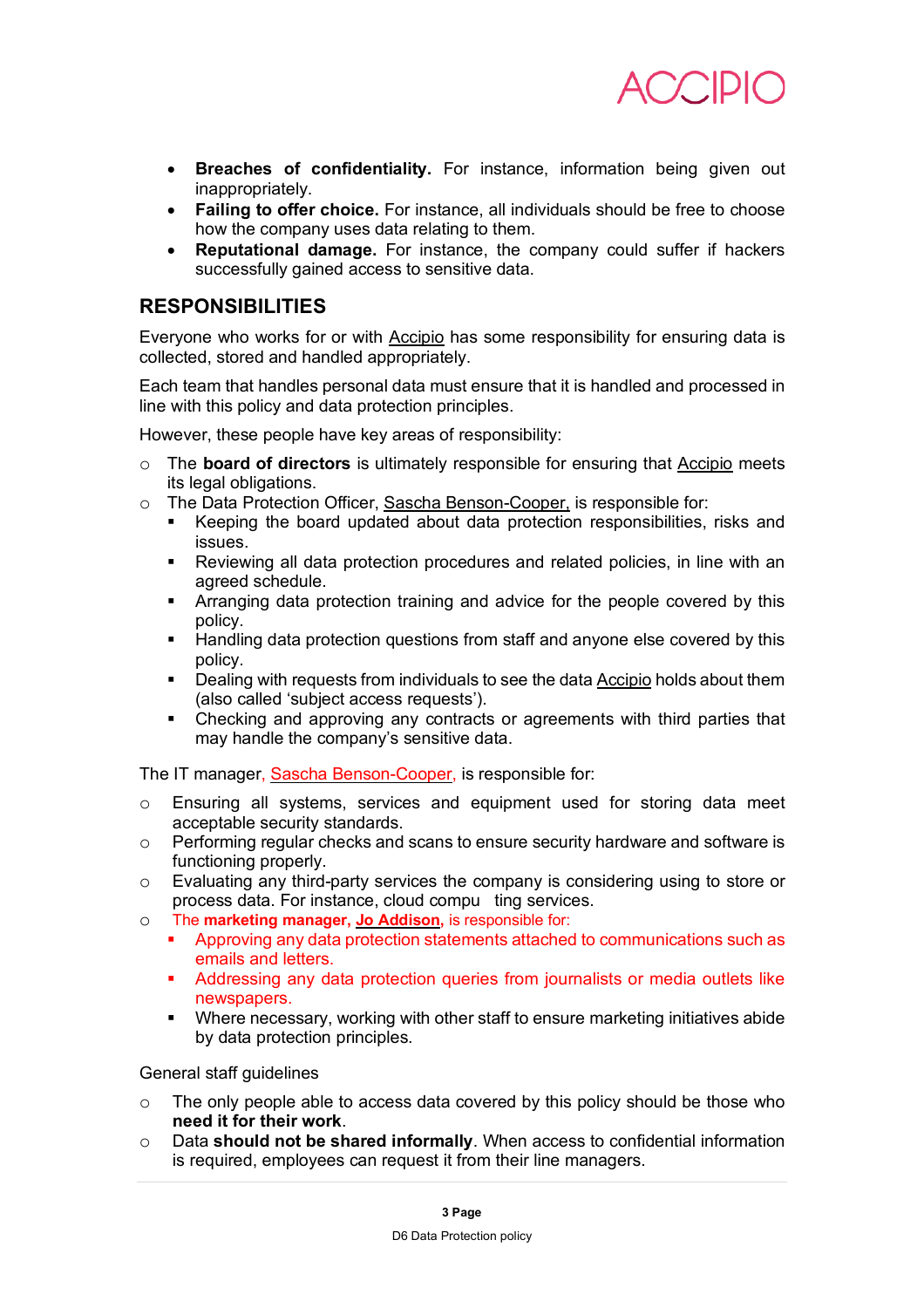- **Breaches of confidentiality.** For instance, information being given out inappropriately.
- **Failing to offer choice.** For instance, all individuals should be free to choose how the company uses data relating to them.
- **Reputational damage.** For instance, the company could suffer if hackers successfully gained access to sensitive data.

## RESPONSIBILITIES

Everyone who works for or with Accipio has some responsibility for ensuring data is collected, stored and handled appropriately.

Each team that handles personal data must ensure that it is handled and processed in line with this policy and data protection principles.

However, these people have key areas of responsibility:

- The **board of directors** is ultimately responsible for ensuring that Accipio meets its legal obligations.
- The Data Protection Officer, Sascha Benson-Cooper, is responsible for:
  - Keeping the board updated about data protection responsibilities, risks and issues.
  - Reviewing all data protection procedures and related policies, in line with an agreed schedule.
  - Arranging data protection training and advice for the people covered by this policy.
  - Handling data protection questions from staff and anyone else covered by this policy.
  - Dealing with requests from individuals to see the data Accipio holds about them (also called 'subject access requests').
  - Checking and approving any contracts or agreements with third parties that may handle the company's sensitive data.

The IT manager, Sascha Benson-Cooper, is responsible for:

- Ensuring all systems, services and equipment used for storing data meet acceptable security standards.
- Performing regular checks and scans to ensure security hardware and software is functioning properly.
- Evaluating any third-party services the company is considering using to store or process data. For instance, cloud compu ting services.
- The **marketing manager, Jo Addison,** is responsible for:
  - Approving any data protection statements attached to communications such as emails and letters.
  - Addressing any data protection queries from journalists or media outlets like newspapers.
  - Where necessary, working with other staff to ensure marketing initiatives abide by data protection principles.

General staff guidelines

- The only people able to access data covered by this policy should be those who **need it for their work**.
- Data **should not be shared informally**. When access to confidential information is required, employees can request it from their line managers.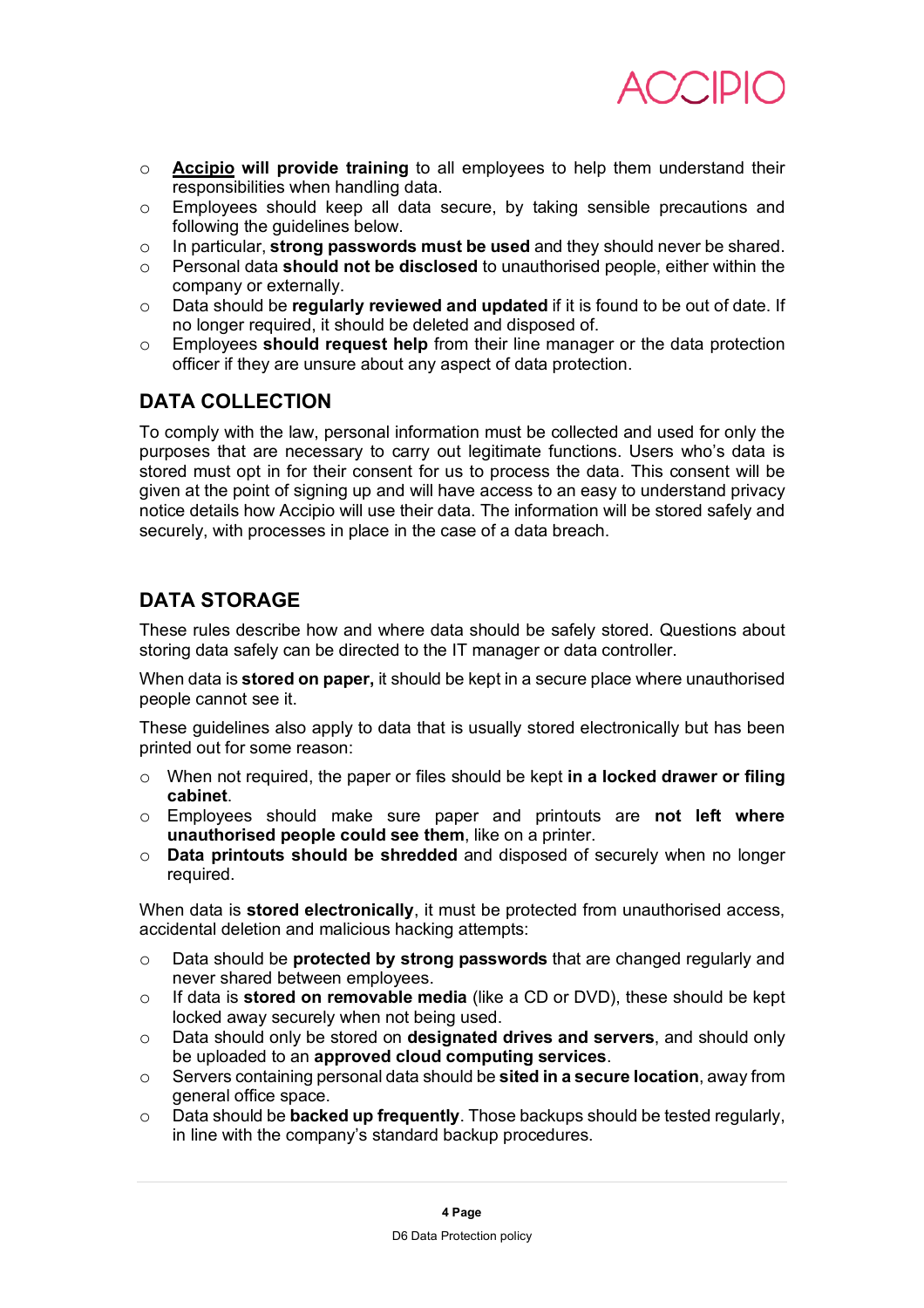- **Accipio will provide training** to all employees to help them understand their responsibilities when handling data.
- Employees should keep all data secure, by taking sensible precautions and following the guidelines below.
- In particular, **strong passwords must be used** and they should never be shared.
- Personal data **should not be disclosed** to unauthorised people, either within the company or externally.
- Data should be **regularly reviewed and updated** if it is found to be out of date. If no longer required, it should be deleted and disposed of.
- Employees **should request help** from their line manager or the data protection officer if they are unsure about any aspect of data protection.

## DATA COLLECTION

To comply with the law, personal information must be collected and used for only the purposes that are necessary to carry out legitimate functions. Users who's data is stored must opt in for their consent for us to process the data. This consent will be given at the point of signing up and will have access to an easy to understand privacy notice details how Accipio will use their data. The information will be stored safely and securely, with processes in place in the case of a data breach.

## DATA STORAGE

These rules describe how and where data should be safely stored. Questions about storing data safely can be directed to the IT manager or data controller.

When data is **stored on paper,** it should be kept in a secure place where unauthorised people cannot see it.

These guidelines also apply to data that is usually stored electronically but has been printed out for some reason:

- When not required, the paper or files should be kept **in a locked drawer or filing cabinet**.
- Employees should make sure paper and printouts are **not left where unauthorised people could see them**, like on a printer.
- **Data printouts should be shredded** and disposed of securely when no longer required.

When data is **stored electronically**, it must be protected from unauthorised access, accidental deletion and malicious hacking attempts:

- Data should be **protected by strong passwords** that are changed regularly and never shared between employees.
- If data is **stored on removable media** (like a CD or DVD), these should be kept locked away securely when not being used.
- Data should only be stored on **designated drives and servers**, and should only be uploaded to an **approved cloud computing services**.
- Servers containing personal data should be **sited in a secure location**, away from general office space.
- Data should be **backed up frequently**. Those backups should be tested regularly, in line with the company's standard backup procedures.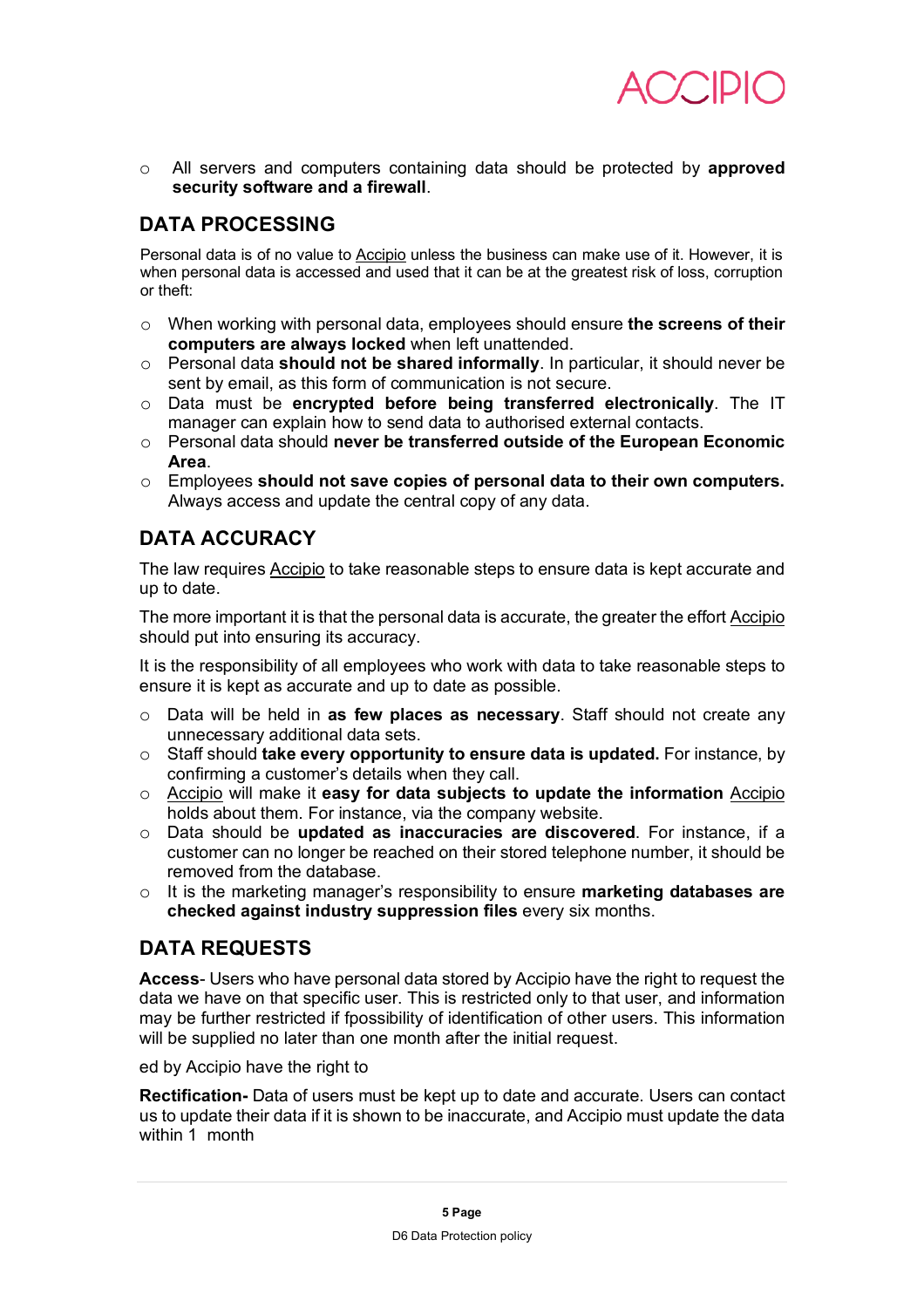- All servers and computers containing data should be protected by **approved security software and a firewall**.

## DATA PROCESSING

Personal data is of no value to Accipio unless the business can make use of it. However, it is when personal data is accessed and used that it can be at the greatest risk of loss, corruption or theft:

- When working with personal data, employees should ensure **the screens of their computers are always locked** when left unattended.
- Personal data **should not be shared informally**. In particular, it should never be sent by email, as this form of communication is not secure.
- Data must be **encrypted before being transferred electronically**. The IT manager can explain how to send data to authorised external contacts.
- Personal data should **never be transferred outside of the European Economic Area**.
- Employees **should not save copies of personal data to their own computers.** Always access and update the central copy of any data.

## DATA ACCURACY

The law requires Accipio to take reasonable steps to ensure data is kept accurate and up to date.

The more important it is that the personal data is accurate, the greater the effort Accipio should put into ensuring its accuracy.

It is the responsibility of all employees who work with data to take reasonable steps to ensure it is kept as accurate and up to date as possible.

- Data will be held in **as few places as necessary**. Staff should not create any unnecessary additional data sets.
- Staff should **take every opportunity to ensure data is updated.** For instance, by confirming a customer's details when they call.
- Accipio will make it **easy for data subjects to update the information** Accipio holds about them. For instance, via the company website.
- Data should be **updated as inaccuracies are discovered**. For instance, if a customer can no longer be reached on their stored telephone number, it should be removed from the database.
- It is the marketing manager's responsibility to ensure **marketing databases are checked against industry suppression files** every six months.

## DATA REQUESTS

**Access**- Users who have personal data stored by Accipio have the right to request the data we have on that specific user. This is restricted only to that user, and information may be further restricted if fpossibility of identification of other users. This information will be supplied no later than one month after the initial request.

ed by Accipio have the right to

**Rectification-** Data of users must be kept up to date and accurate. Users can contact us to update their data if it is shown to be inaccurate, and Accipio must update the data within 1 month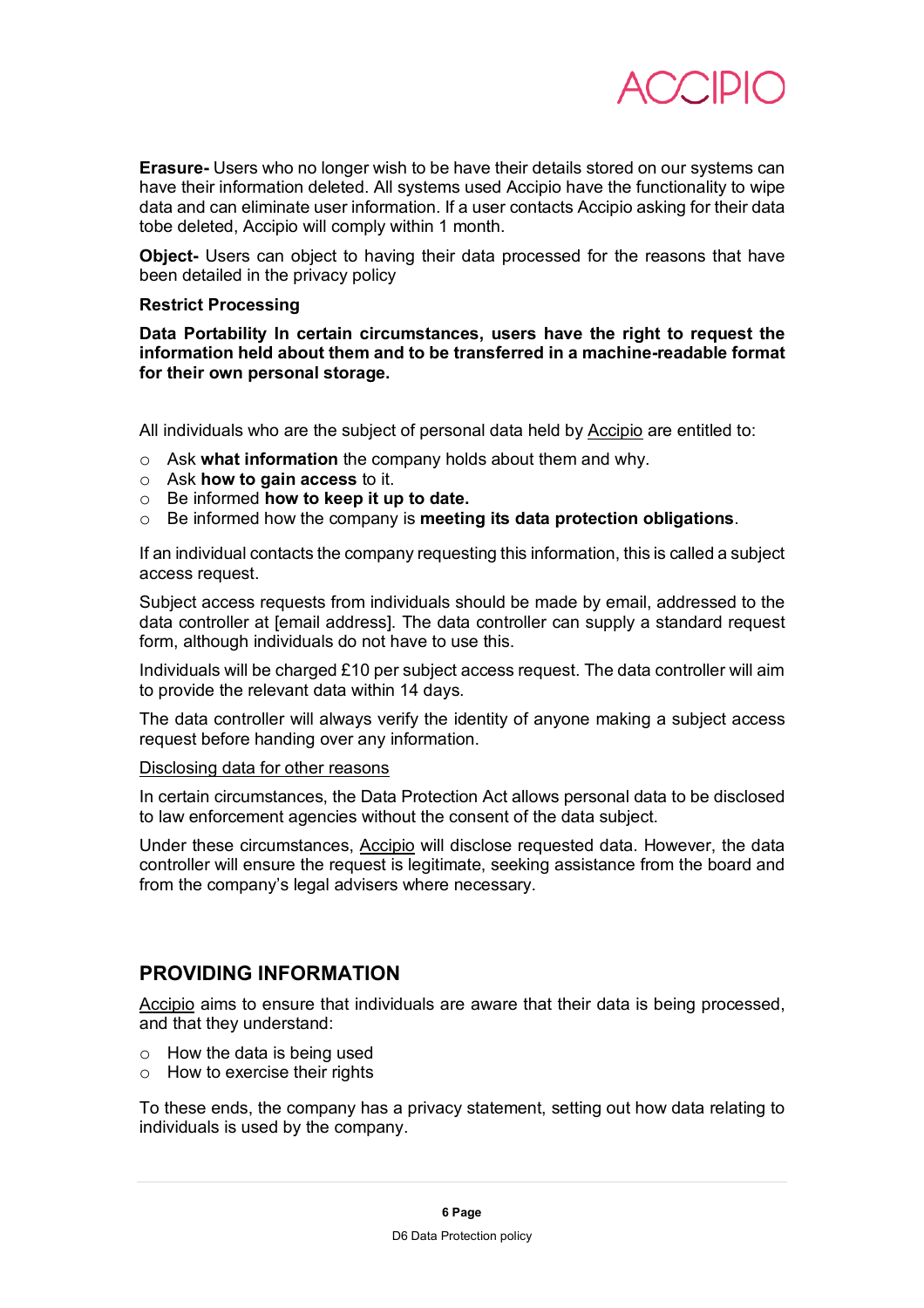**Erasure-** Users who no longer wish to be have their details stored on our systems can have their information deleted. All systems used Accipio have the functionality to wipe data and can eliminate user information. If a user contacts Accipio asking for their data tobe deleted, Accipio will comply within 1 month.

**Object-** Users can object to having their data processed for the reasons that have been detailed in the privacy policy

**Restrict Processing**

**Data Portability In certain circumstances, users have the right to request the information held about them and to be transferred in a machine-readable format for their own personal storage.**

All individuals who are the subject of personal data held by Accipio are entitled to:

- Ask **what information** the company holds about them and why.
- Ask **how to gain access** to it.
- Be informed **how to keep it up to date.**
- Be informed how the company is **meeting its data protection obligations**.

If an individual contacts the company requesting this information, this is called a subject access request.

Subject access requests from individuals should be made by email, addressed to the data controller at [email address]. The data controller can supply a standard request form, although individuals do not have to use this.

Individuals will be charged £10 per subject access request. The data controller will aim to provide the relevant data within 14 days.

The data controller will always verify the identity of anyone making a subject access request before handing over any information.

Disclosing data for other reasons

In certain circumstances, the Data Protection Act allows personal data to be disclosed to law enforcement agencies without the consent of the data subject.

Under these circumstances, Accipio will disclose requested data. However, the data controller will ensure the request is legitimate, seeking assistance from the board and from the company's legal advisers where necessary.

## PROVIDING INFORMATION

Accipio aims to ensure that individuals are aware that their data is being processed, and that they understand:

- How the data is being used
- How to exercise their rights

To these ends, the company has a privacy statement, setting out how data relating to individuals is used by the company.